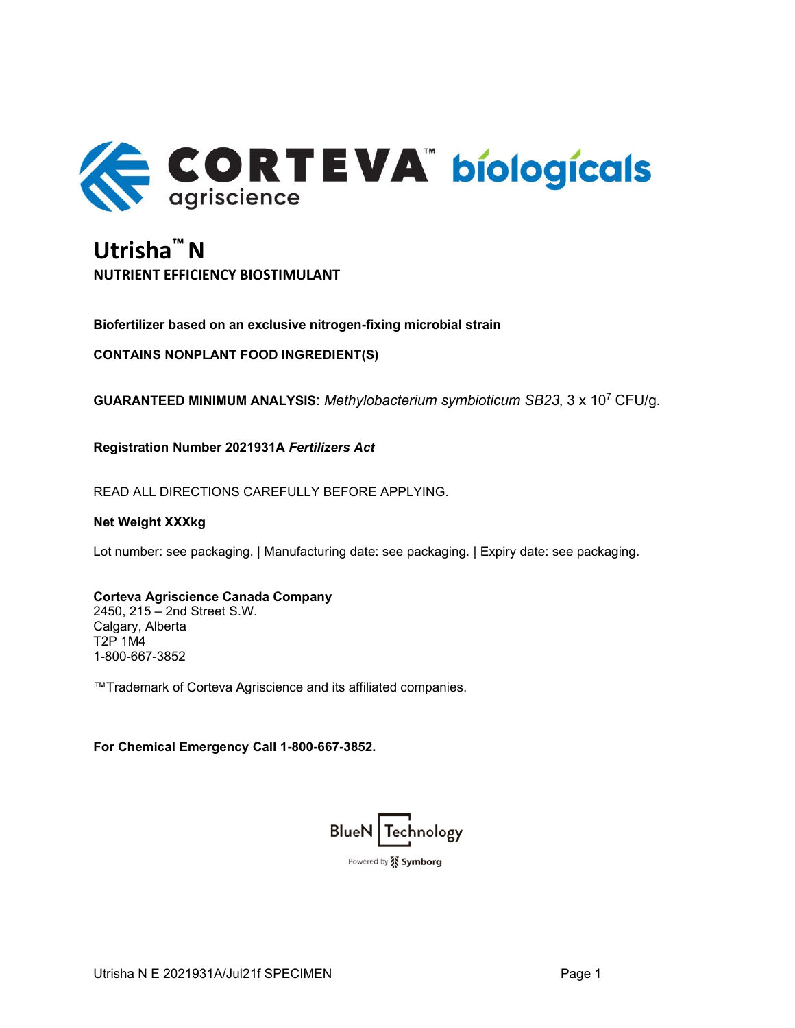CORTEVA™ agriscience biologicals

# Utrisha™ N

## NUTRIENT EFFICIENCY BIOSTIMULANT

**Biofertilizer based on an exclusive nitrogen-fixing microbial strain**

**CONTAINS NONPLANT FOOD INGREDIENT(S)**

**GUARANTEED MINIMUM ANALYSIS**: *Methylobacterium symbioticum SB23*, 3 x $10^7$ CFU/g.

**Registration Number 2021931A *Fertilizers Act***

READ ALL DIRECTIONS CAREFULLY BEFORE APPLYING.

**Net Weight XXXkg**

Lot number: see packaging. | Manufacturing date: see packaging. | Expiry date: see packaging.

**Corteva Agriscience Canada Company**
2450, 215 – 2nd Street S.W.
Calgary, Alberta
T2P 1M4
1-800-667-3852

™Trademark of Corteva Agriscience and its affiliated companies.

**For Chemical Emergency Call 1-800-667-3852.**

BlueN Technology
Powered by Symborg

Utrisha N E 2021931A/Jul21f SPECIMEN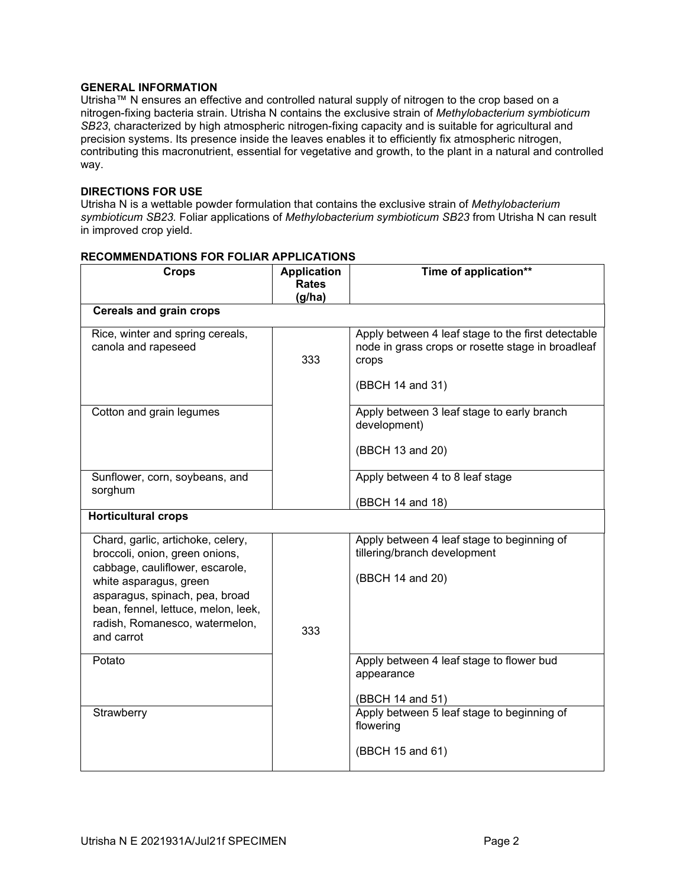## GENERAL INFORMATION

Utrisha™ N ensures an effective and controlled natural supply of nitrogen to the crop based on a nitrogen-fixing bacteria strain. Utrisha N contains the exclusive strain of *Methylobacterium symbioticum SB23*, characterized by high atmospheric nitrogen-fixing capacity and is suitable for agricultural and precision systems. Its presence inside the leaves enables it to efficiently fix atmospheric nitrogen, contributing this macronutrient, essential for vegetative and growth, to the plant in a natural and controlled way.

## DIRECTIONS FOR USE

Utrisha N is a wettable powder formulation that contains the exclusive strain of *Methylobacterium symbioticum SB23.* Foliar applications of *Methylobacterium symbioticum SB23* from Utrisha N can result in improved crop yield.

## RECOMMENDATIONS FOR FOLIAR APPLICATIONS

| Crops | Application Rates (g/ha) | Time of application** |
|---|---|---|
| **Cereals and grain crops** | | |
| Rice, winter and spring cereals, canola and rapeseed | 333 | Apply between 4 leaf stage to the first detectable node in grass crops or rosette stage in broadleaf crops<br><br>(BBCH 14 and 31) |
| Cotton and grain legumes | | Apply between 3 leaf stage to early branch development)<br><br>(BBCH 13 and 20) |
| Sunflower, corn, soybeans, and sorghum | | Apply between 4 to 8 leaf stage<br><br>(BBCH 14 and 18) |
| **Horticultural crops** | | |
| Chard, garlic, artichoke, celery, broccoli, onion, green onions, cabbage, cauliflower, escarole, white asparagus, green asparagus, spinach, pea, broad bean, fennel, lettuce, melon, leek, radish, Romanesco, watermelon, and carrot | 333 | Apply between 4 leaf stage to beginning of tillering/branch development<br><br>(BBCH 14 and 20) |
| Potato | | Apply between 4 leaf stage to flower bud appearance<br><br>(BBCH 14 and 51) |
| Strawberry | | Apply between 5 leaf stage to beginning of flowering<br><br>(BBCH 15 and 61) |

Utrisha N E 2021931A/Jul21f SPECIMEN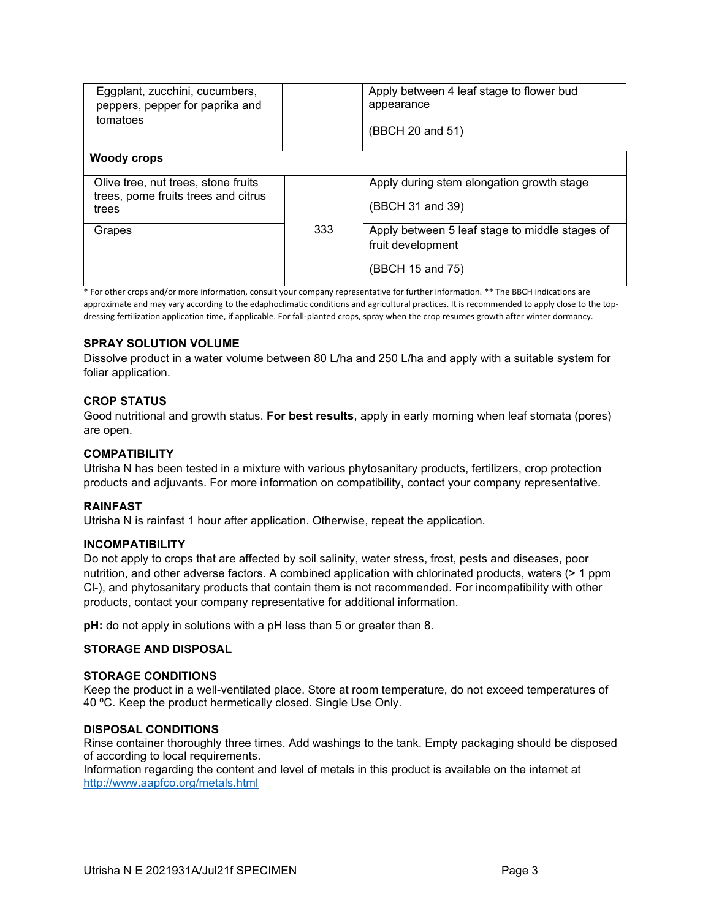| | | |
|---|---|---|
| Eggplant, zucchini, cucumbers, peppers, pepper for paprika and tomatoes | | Apply between 4 leaf stage to flower bud appearance<br><br>(BBCH 20 and 51) |
| **Woody crops** | | |
| Olive tree, nut trees, stone fruits trees, pome fruits trees and citrus trees | 333 | Apply during stem elongation growth stage<br><br>(BBCH 31 and 39) |
| Grapes | | Apply between 5 leaf stage to middle stages of fruit development<br><br>(BBCH 15 and 75) |

* For other crops and/or more information, consult your company representative for further information. ** The BBCH indications are approximate and may vary according to the edaphoclimatic conditions and agricultural practices. It is recommended to apply close to the top-dressing fertilization application time, if applicable. For fall-planted crops, spray when the crop resumes growth after winter dormancy.

### SPRAY SOLUTION VOLUME

Dissolve product in a water volume between 80 L/ha and 250 L/ha and apply with a suitable system for foliar application.

### CROP STATUS

Good nutritional and growth status. **For best results**, apply in early morning when leaf stomata (pores) are open.

### COMPATIBILITY

Utrisha N has been tested in a mixture with various phytosanitary products, fertilizers, crop protection products and adjuvants. For more information on compatibility, contact your company representative.

### RAINFAST

Utrisha N is rainfast 1 hour after application. Otherwise, repeat the application.

### INCOMPATIBILITY

Do not apply to crops that are affected by soil salinity, water stress, frost, pests and diseases, poor nutrition, and other adverse factors. A combined application with chlorinated products, waters (> 1 ppm $Cl^-$), and phytosanitary products that contain them is not recommended. For incompatibility with other products, contact your company representative for additional information.

**pH:** do not apply in solutions with a pH less than 5 or greater than 8.

## STORAGE AND DISPOSAL

### STORAGE CONDITIONS

Keep the product in a well-ventilated place. Store at room temperature, do not exceed temperatures of 40 ºC. Keep the product hermetically closed. Single Use Only.

### DISPOSAL CONDITIONS

Rinse container thoroughly three times. Add washings to the tank. Empty packaging should be disposed of according to local requirements.

Information regarding the content and level of metals in this product is available on the internet at http://www.aapfco.org/metals.html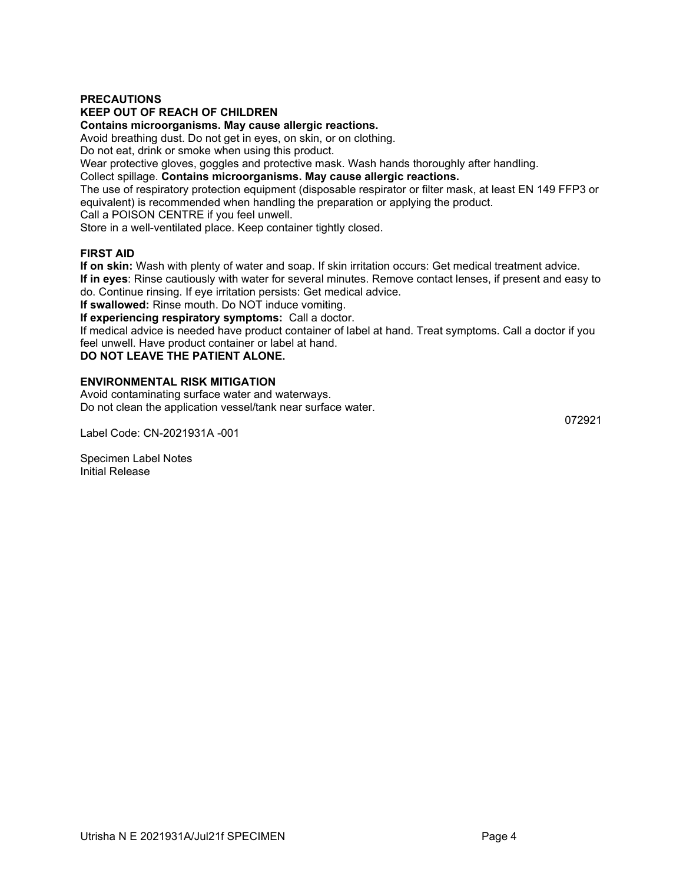**PRECAUTIONS**

**KEEP OUT OF REACH OF CHILDREN**

**Contains microorganisms. May cause allergic reactions.**

Avoid breathing dust. Do not get in eyes, on skin, or on clothing.

Do not eat, drink or smoke when using this product.

Wear protective gloves, goggles and protective mask. Wash hands thoroughly after handling.

Collect spillage. **Contains microorganisms. May cause allergic reactions.**

The use of respiratory protection equipment (disposable respirator or filter mask, at least EN 149 FFP3 or equivalent) is recommended when handling the preparation or applying the product.

Call a POISON CENTRE if you feel unwell.

Store in a well-ventilated place. Keep container tightly closed.

**FIRST AID**

**If on skin:** Wash with plenty of water and soap. If skin irritation occurs: Get medical treatment advice.

**If in eyes**: Rinse cautiously with water for several minutes. Remove contact lenses, if present and easy to do. Continue rinsing. If eye irritation persists: Get medical advice.

**If swallowed:** Rinse mouth. Do NOT induce vomiting.

**If experiencing respiratory symptoms:** Call a doctor.

If medical advice is needed have product container of label at hand. Treat symptoms. Call a doctor if you feel unwell. Have product container or label at hand.

**DO NOT LEAVE THE PATIENT ALONE.**

**ENVIRONMENTAL RISK MITIGATION**

Avoid contaminating surface water and waterways.

Do not clean the application vessel/tank near surface water.

072921

Label Code: CN-2021931A -001

Specimen Label Notes

Initial Release